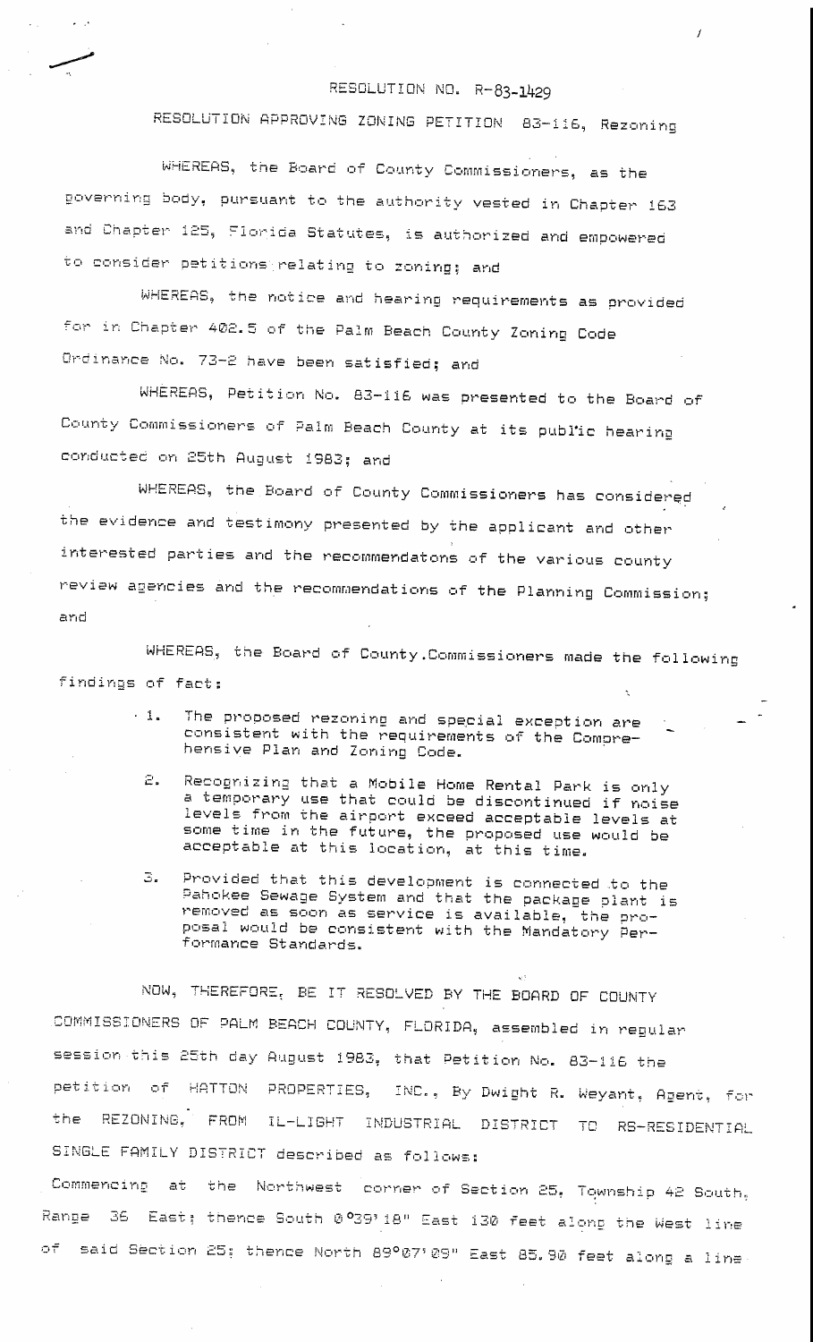RESOLUTION NO. R-83-1429

RESOLUTION APPROVING ZONING PETITION 83-116, Rezoning

WHEREAS, the Board of County Commissioners, as the governing body, pursuant to the authority vested in Chapter 163 and Chapter 125, Florida Statutes, is authorized and empowered to consider petitions relating to zoning; and

WHEREAS, the notice and hearing requirements as provided for in Chapter 402.5 of the Palm Beach County Zoning Code Ordinance No. 73-2 have been satisfied; and

WHEREAS, Petition No. 83-116 was presented to the Board of County Commissioners of Palm Beach County at its public hearing conducted on 25th August 1983; and

WHEREAS, the Board of County Commissioners has considered the evidence and testimony presented by the applicant and other interested parties and the recommendatons of the various county review agencies and the recommendations of the Planning Commission; and

WHEREAS, the Board of County Commissioners made the following findings of fact:

1. The proposed rezoning and special exception are consistent with the requirements of the Comprehensive Plan and Zoning Code.
2. Recognizing that a Mobile Home Rental Park is only a temporary use that could be discontinued if noise levels from the airport exceed acceptable levels at some time in the future, the proposed use would be acceptable at this location, at this time.
3. Provided that this development is connected to the Pahokee Sewage System and that the package plant is removed as soon as service is available, the proposal would be consistent with the Mandatory Performance Standards.

NOW, THEREFORE, BE IT RESOLVED BY THE BOARD OF COUNTY COMMISSIONERS OF PALM BEACH COUNTY, FLORIDA, assembled in regular session this 25th day August 1983, that Petition No. 83-116 the petition of HATTON PROPERTIES, INC., By Dwight R. Weyant, Agent, for the REZONING, FROM IL-LIGHT INDUSTRIAL DISTRICT TO RS-RESIDENTIAL SINGLE FAMILY DISTRICT described as follows:

Commencing at the Northwest corner of Section 25, Township 42 South, Range 36 East; thence South 0°39'18" East 130 feet along the West line of said Section 25; thence North 89°07'09" East 85.90 feet along a line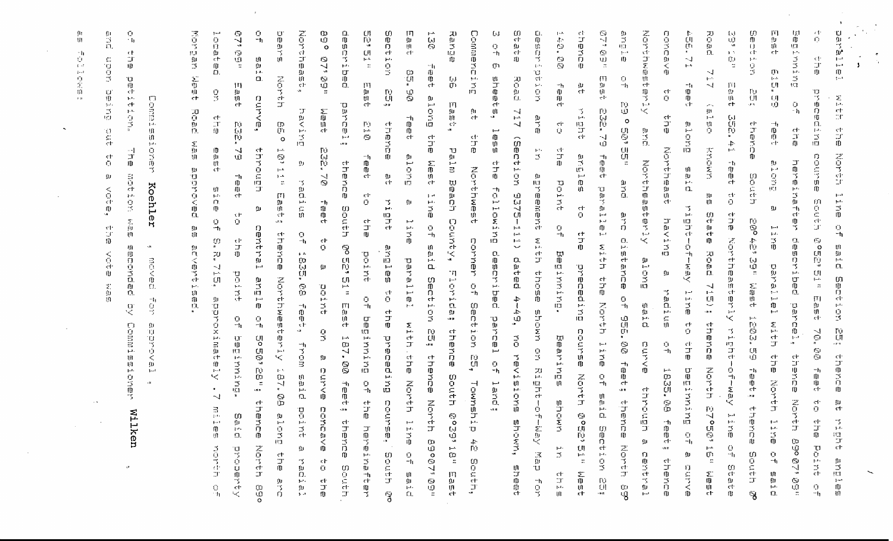parallel with the North line of said Section 25; thence at right angles to the preceding course South 0°52'51" East 70.00 feet to the Point of Beginning of the hereinafter described parcel, thence North 89°07'09" East 615.59 feet along a line parallel with the North line of said Section 25; thence South 20°42'39" West 1203.59 feet; thence South 29°18" East 352.41 feet to the Northeasterly right-of-way line of State Road 717 (also known as State Road 715); thence North 27°50'16" West 456.71 feet along said right-of-way line to the beginning of a curve concave to the Northeast having a radius of 1835.08 feet; thence Northwesterly and Northeasterly along said curve through a central angle of 29°50'55" and arc distance of 956.00 feet; thence North 89°07'09" East 232.79 feet parallel with the North line of said Section 25; thence at right angles to the preceding course North 0°52'51" West 140.00 feet to the Point of Beginning. Bearings shown in this description are in agreement with those shown on Right-of-Way Map for State Road 717 (Section 9375-111) dated 4-49, no revisions shown, sheet 3 of 6 sheets, less the following described parcel of land;

Commencing at the Northwest corner of Section 25, Township 42 South, Range 36 East, Palm Beach County, Florida; thence South 0°39'18" East 130 feet along the West line of said Section 25; thence North 89°07'09" East 85.90 feet along a line parallel with the North line of said Section 25; thence at right angles to the preceding course, South 0°52'51" East 210 feet to the point of beginning of the hereinafter described parcel; thence South 0°52'51" East 187.00 feet; thence South 89° 07'09" West 232.70 feet to a point on a curve concave to the Northeast, having a radius of 1835.08 feet, from said point a radial bears North 65° 10'11" East; thence Northwesterly 187.08 along the arc of said curve, through a central angle of 5°50'28"; thence North 89° 07'09" East 232.79 feet to the point of beginning. Said property located on the east side of S.R. 715, approximately .7 miles north of Morgan West Road was approved as advertised.

Commissioner **Koehler**, moved for approval, of the petition. The motion was seconded by Commissioner **Wilken** and upon being put to a vote, the vote was as follows: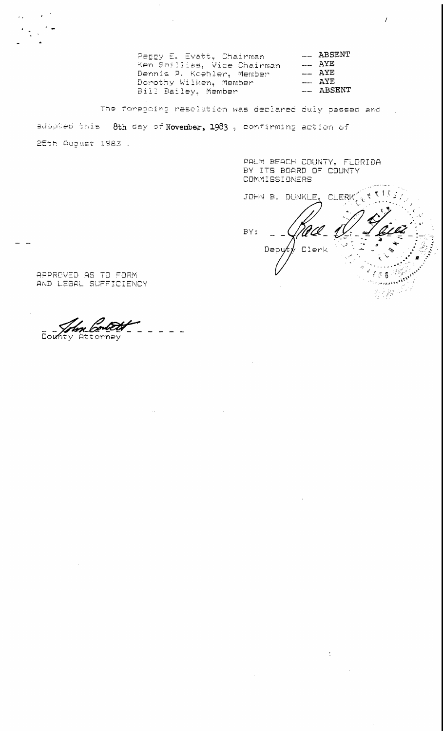| | |
|---|---|
| Peggy E. Evatt, Chairman | -- ABSENT |
| Ken Spillias, Vice Chairman | -- AYE |
| Dennis P. Koehler, Member | -- AYE |
| Dorothy Wilken, Member | -- AYE |
| Bill Bailey, Member | -- ABSENT |

The foregoing resolution was declared duly passed and adopted this 8th day of November, 1983, confirming action of 25th August 1983.

PALM BEACH COUNTY, FLORIDA
BY ITS BOARD OF COUNTY
COMMISSIONERS

JOHN B. DUNKLE, CLERK

BY: ______________________
Deputy Clerk

APPROVED AS TO FORM
AND LEGAL SUFFICIENCY

______________________
County Attorney